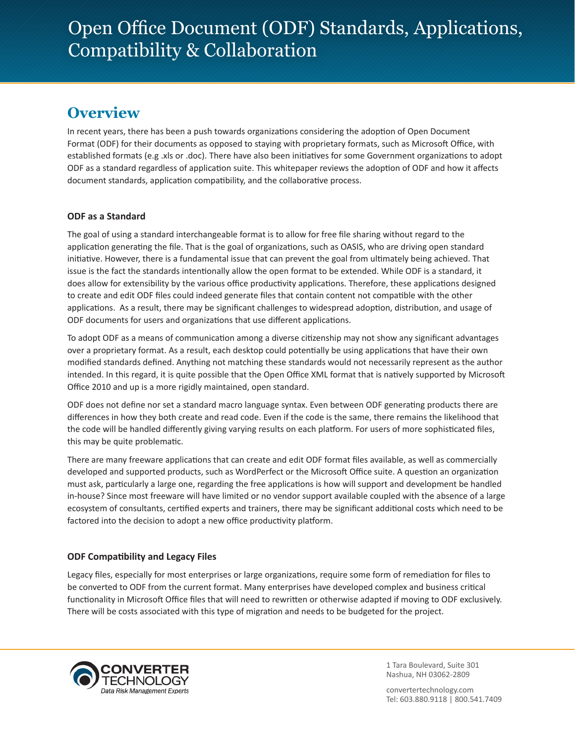# Open Office Document (ODF) Standards, Applications, Compatibility & Collaboration

## Overview

In recent years, there has been a push towards organizations considering the adoption of Open Document Format (ODF) for their documents as opposed to staying with proprietary formats, such as Microsoft Office, with established formats (e.g .xls or .doc). There have also been initiatives for some Government organizations to adopt ODF as a standard regardless of application suite. This whitepaper reviews the adoption of ODF and how it affects document standards, application compatibility, and the collaborative process.

### ODF as a Standard

The goal of using a standard interchangeable format is to allow for free file sharing without regard to the application generating the file. That is the goal of organizations, such as OASIS, who are driving open standard initiative. However, there is a fundamental issue that can prevent the goal from ultimately being achieved. That issue is the fact the standards intentionally allow the open format to be extended. While ODF is a standard, it does allow for extensibility by the various office productivity applications. Therefore, these applications designed to create and edit ODF files could indeed generate files that contain content not compatible with the other applications. As a result, there may be significant challenges to widespread adoption, distribution, and usage of ODF documents for users and organizations that use different applications.

To adopt ODF as a means of communication among a diverse citizenship may not show any significant advantages over a proprietary format. As a result, each desktop could potentially be using applications that have their own modified standards defined. Anything not matching these standards would not necessarily represent as the author intended. In this regard, it is quite possible that the Open Office XML format that is natively supported by Microsoft Office 2010 and up is a more rigidly maintained, open standard.

ODF does not define nor set a standard macro language syntax. Even between ODF generating products there are differences in how they both create and read code. Even if the code is the same, there remains the likelihood that the code will be handled differently giving varying results on each platform. For users of more sophisticated files, this may be quite problematic.

There are many freeware applications that can create and edit ODF format files available, as well as commercially developed and supported products, such as WordPerfect or the Microsoft Office suite. A question an organization must ask, particularly a large one, regarding the free applications is how will support and development be handled in-house? Since most freeware will have limited or no vendor support available coupled with the absence of a large ecosystem of consultants, certified experts and trainers, there may be significant additional costs which need to be factored into the decision to adopt a new office productivity platform.

### ODF Compatibility and Legacy Files

Legacy files, especially for most enterprises or large organizations, require some form of remediation for files to be converted to ODF from the current format. Many enterprises have developed complex and business critical functionality in Microsoft Office files that will need to rewritten or otherwise adapted if moving to ODF exclusively. There will be costs associated with this type of migration and needs to be budgeted for the project.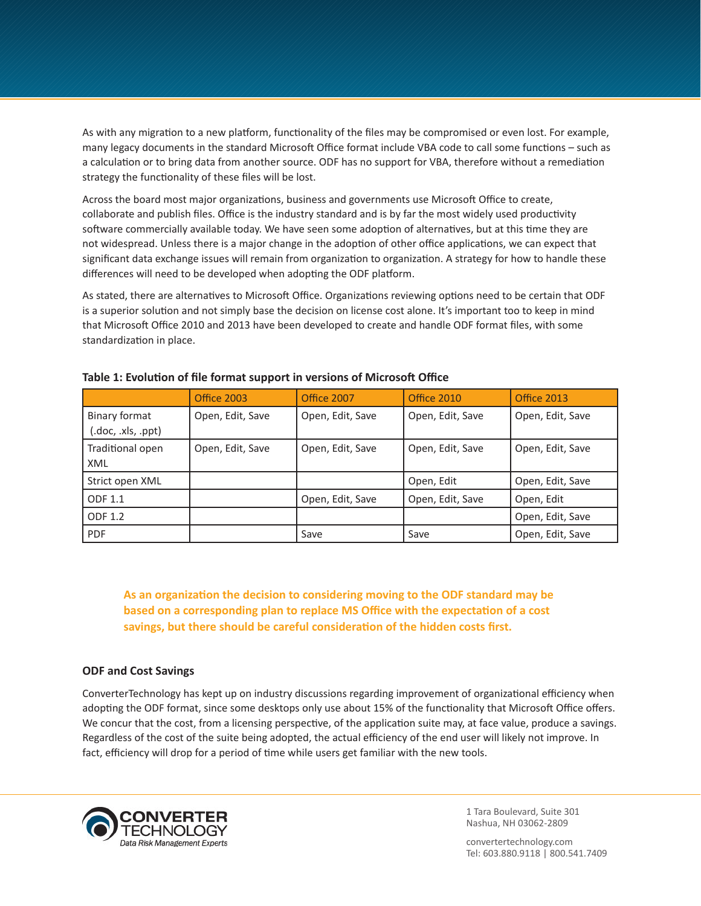As with any migration to a new platform, functionality of the files may be compromised or even lost. For example, many legacy documents in the standard Microsoft Office format include VBA code to call some functions – such as a calculation or to bring data from another source. ODF has no support for VBA, therefore without a remediation strategy the functionality of these files will be lost.

Across the board most major organizations, business and governments use Microsoft Office to create, collaborate and publish files. Office is the industry standard and is by far the most widely used productivity software commercially available today. We have seen some adoption of alternatives, but at this time they are not widespread. Unless there is a major change in the adoption of other office applications, we can expect that significant data exchange issues will remain from organization to organization. A strategy for how to handle these differences will need to be developed when adopting the ODF platform.

As stated, there are alternatives to Microsoft Office. Organizations reviewing options need to be certain that ODF is a superior solution and not simply base the decision on license cost alone. It's important too to keep in mind that Microsoft Office 2010 and 2013 have been developed to create and handle ODF format files, with some standardization in place.

**Table 1: Evolution of file format support in versions of Microsoft Office**

| | Office 2003 | Office 2007 | Office 2010 | Office 2013 |
|---|---|---|---|---|
| Binary format (.doc, .xls, .ppt) | Open, Edit, Save | Open, Edit, Save | Open, Edit, Save | Open, Edit, Save |
| Traditional open XML | Open, Edit, Save | Open, Edit, Save | Open, Edit, Save | Open, Edit, Save |
| Strict open XML | | | Open, Edit | Open, Edit, Save |
| ODF 1.1 | | Open, Edit, Save | Open, Edit, Save | Open, Edit |
| ODF 1.2 | | | | Open, Edit, Save |
| PDF | | Save | Save | Open, Edit, Save |

**As an organization the decision to considering moving to the ODF standard may be based on a corresponding plan to replace MS Office with the expectation of a cost savings, but there should be careful consideration of the hidden costs first.**

### ODF and Cost Savings

ConverterTechnology has kept up on industry discussions regarding improvement of organizational efficiency when adopting the ODF format, since some desktops only use about 15% of the functionality that Microsoft Office offers. We concur that the cost, from a licensing perspective, of the application suite may, at face value, produce a savings. Regardless of the cost of the suite being adopted, the actual efficiency of the end user will likely not improve. In fact, efficiency will drop for a period of time while users get familiar with the new tools.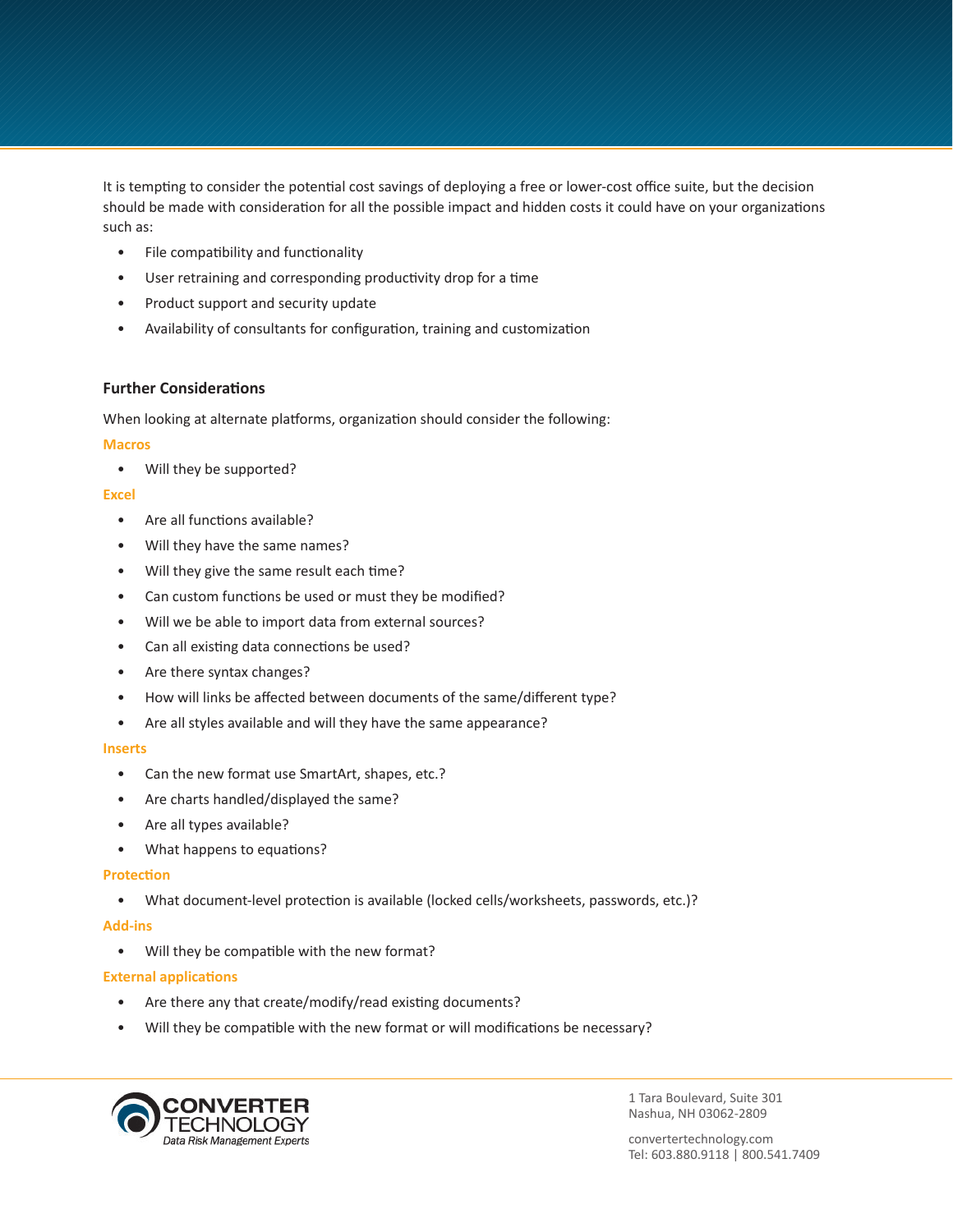It is tempting to consider the potential cost savings of deploying a free or lower-cost office suite, but the decision should be made with consideration for all the possible impact and hidden costs it could have on your organizations such as:

- File compatibility and functionality
- User retraining and corresponding productivity drop for a time
- Product support and security update
- Availability of consultants for configuration, training and customization

### Further Considerations

When looking at alternate platforms, organization should consider the following:

**Macros**

- Will they be supported?

**Excel**

- Are all functions available?
- Will they have the same names?
- Will they give the same result each time?
- Can custom functions be used or must they be modified?
- Will we be able to import data from external sources?
- Can all existing data connections be used?
- Are there syntax changes?
- How will links be affected between documents of the same/different type?
- Are all styles available and will they have the same appearance?

**Inserts**

- Can the new format use SmartArt, shapes, etc.?
- Are charts handled/displayed the same?
- Are all types available?
- What happens to equations?

**Protection**

- What document-level protection is available (locked cells/worksheets, passwords, etc.)?

**Add-ins**

- Will they be compatible with the new format?

**External applications**

- Are there any that create/modify/read existing documents?
- Will they be compatible with the new format or will modifications be necessary?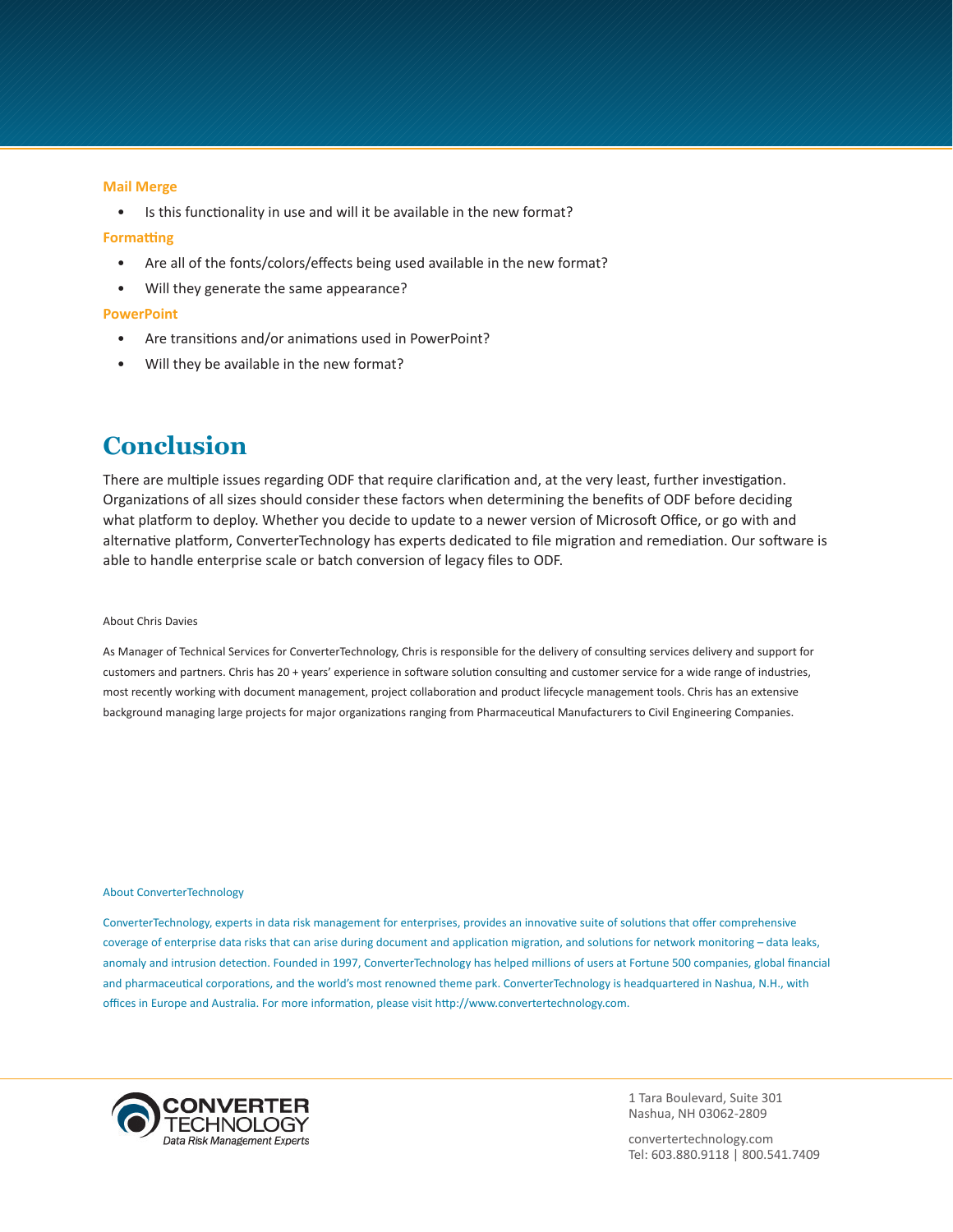### Mail Merge

- Is this functionality in use and will it be available in the new format?

### Formatting

- Are all of the fonts/colors/effects being used available in the new format?
- Will they generate the same appearance?

### PowerPoint

- Are transitions and/or animations used in PowerPoint?
- Will they be available in the new format?

## Conclusion

There are multiple issues regarding ODF that require clarification and, at the very least, further investigation. Organizations of all sizes should consider these factors when determining the benefits of ODF before deciding what platform to deploy. Whether you decide to update to a newer version of Microsoft Office, or go with and alternative platform, ConverterTechnology has experts dedicated to file migration and remediation. Our software is able to handle enterprise scale or batch conversion of legacy files to ODF.

About Chris Davies

As Manager of Technical Services for ConverterTechnology, Chris is responsible for the delivery of consulting services delivery and support for customers and partners. Chris has 20 + years' experience in software solution consulting and customer service for a wide range of industries, most recently working with document management, project collaboration and product lifecycle management tools. Chris has an extensive background managing large projects for major organizations ranging from Pharmaceutical Manufacturers to Civil Engineering Companies.

About ConverterTechnology

ConverterTechnology, experts in data risk management for enterprises, provides an innovative suite of solutions that offer comprehensive coverage of enterprise data risks that can arise during document and application migration, and solutions for network monitoring – data leaks, anomaly and intrusion detection. Founded in 1997, ConverterTechnology has helped millions of users at Fortune 500 companies, global financial and pharmaceutical corporations, and the world's most renowned theme park. ConverterTechnology is headquartered in Nashua, N.H., with offices in Europe and Australia. For more information, please visit http://www.convertertechnology.com.

CONVERTER TECHNOLOGY
*Data Risk Management Experts*

1 Tara Boulevard, Suite 301
Nashua, NH 03062-2809

convertertechnology.com
Tel: 603.880.9118 | 800.541.7409